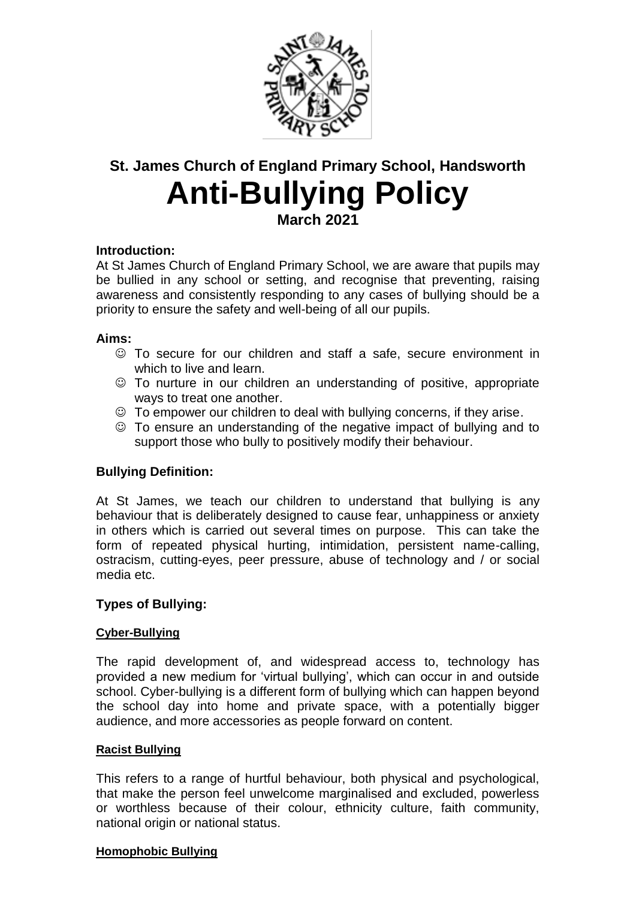# St. James Church of England Primary School, Handsworth

# Anti-Bullying Policy

**March 2021**

**Introduction:**

At St James Church of England Primary School, we are aware that pupils may be bullied in any school or setting, and recognise that preventing, raising awareness and consistently responding to any cases of bullying should be a priority to ensure the safety and well-being of all our pupils.

**Aims:**

- ☺ To secure for our children and staff a safe, secure environment in which to live and learn.
- ☺ To nurture in our children an understanding of positive, appropriate ways to treat one another.
- ☺ To empower our children to deal with bullying concerns, if they arise.
- ☺ To ensure an understanding of the negative impact of bullying and to support those who bully to positively modify their behaviour.

**Bullying Definition:**

At St James, we teach our children to understand that bullying is any behaviour that is deliberately designed to cause fear, unhappiness or anxiety in others which is carried out several times on purpose. This can take the form of repeated physical hurting, intimidation, persistent name-calling, ostracism, cutting-eyes, peer pressure, abuse of technology and / or social media etc.

**Types of Bullying:**

**Cyber-Bullying**

The rapid development of, and widespread access to, technology has provided a new medium for 'virtual bullying', which can occur in and outside school. Cyber-bullying is a different form of bullying which can happen beyond the school day into home and private space, with a potentially bigger audience, and more accessories as people forward on content.

**Racist Bullying**

This refers to a range of hurtful behaviour, both physical and psychological, that make the person feel unwelcome marginalised and excluded, powerless or worthless because of their colour, ethnicity culture, faith community, national origin or national status.

**Homophobic Bullying**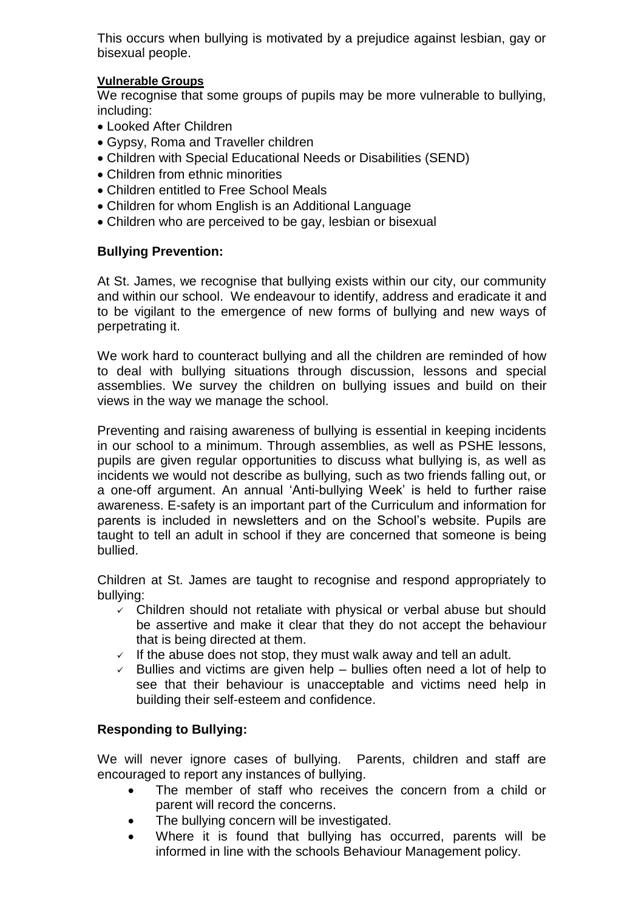This occurs when bullying is motivated by a prejudice against lesbian, gay or bisexual people.

**Vulnerable Groups**

We recognise that some groups of pupils may be more vulnerable to bullying, including:

- Looked After Children
- Gypsy, Roma and Traveller children
- Children with Special Educational Needs or Disabilities (SEND)
- Children from ethnic minorities
- Children entitled to Free School Meals
- Children for whom English is an Additional Language
- Children who are perceived to be gay, lesbian or bisexual

## Bullying Prevention:

At St. James, we recognise that bullying exists within our city, our community and within our school. We endeavour to identify, address and eradicate it and to be vigilant to the emergence of new forms of bullying and new ways of perpetrating it.

We work hard to counteract bullying and all the children are reminded of how to deal with bullying situations through discussion, lessons and special assemblies. We survey the children on bullying issues and build on their views in the way we manage the school.

Preventing and raising awareness of bullying is essential in keeping incidents in our school to a minimum. Through assemblies, as well as PSHE lessons, pupils are given regular opportunities to discuss what bullying is, as well as incidents we would not describe as bullying, such as two friends falling out, or a one-off argument. An annual 'Anti-bullying Week' is held to further raise awareness. E-safety is an important part of the Curriculum and information for parents is included in newsletters and on the School's website. Pupils are taught to tell an adult in school if they are concerned that someone is being bullied.

Children at St. James are taught to recognise and respond appropriately to bullying:

- ✓ Children should not retaliate with physical or verbal abuse but should be assertive and make it clear that they do not accept the behaviour that is being directed at them.
- ✓ If the abuse does not stop, they must walk away and tell an adult.
- ✓ Bullies and victims are given help – bullies often need a lot of help to see that their behaviour is unacceptable and victims need help in building their self-esteem and confidence.

## Responding to Bullying:

We will never ignore cases of bullying. Parents, children and staff are encouraged to report any instances of bullying.

- The member of staff who receives the concern from a child or parent will record the concerns.
- The bullying concern will be investigated.
- Where it is found that bullying has occurred, parents will be informed in line with the schools Behaviour Management policy.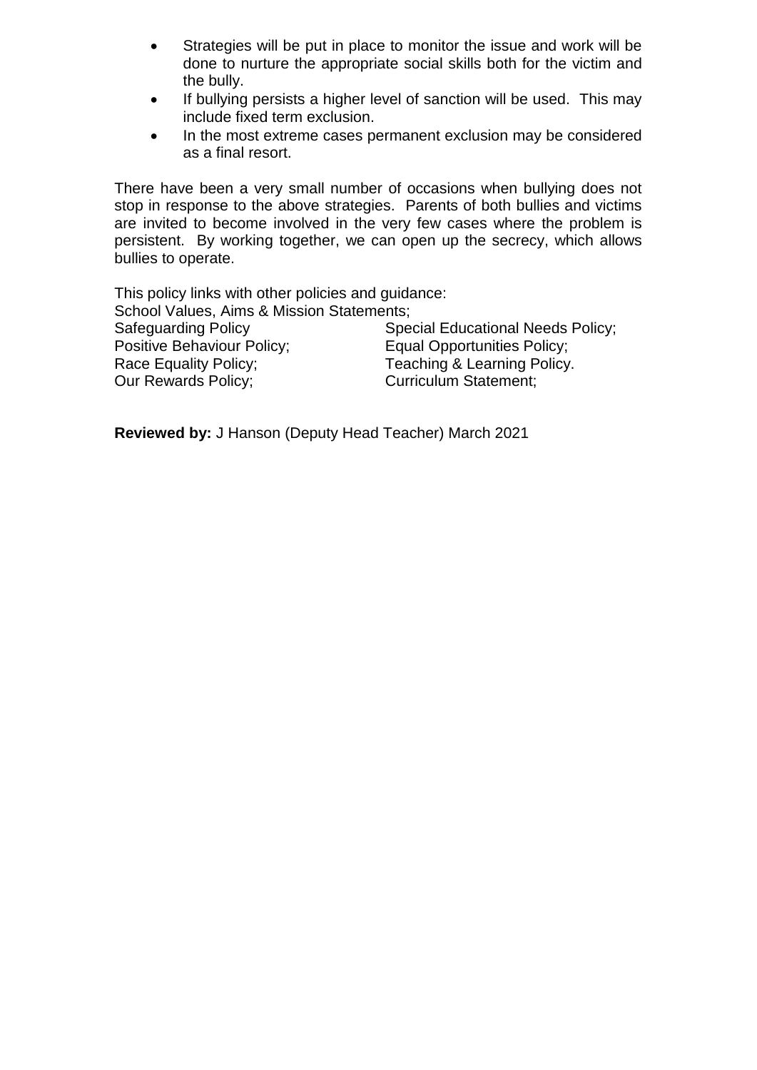- Strategies will be put in place to monitor the issue and work will be done to nurture the appropriate social skills both for the victim and the bully.
- If bullying persists a higher level of sanction will be used. This may include fixed term exclusion.
- In the most extreme cases permanent exclusion may be considered as a final resort.

There have been a very small number of occasions when bullying does not stop in response to the above strategies. Parents of both bullies and victims are invited to become involved in the very few cases where the problem is persistent. By working together, we can open up the secrecy, which allows bullies to operate.

This policy links with other policies and guidance:

School Values, Aims & Mission Statements;

| | |
|---|---|
| Safeguarding Policy | Special Educational Needs Policy; |
| Positive Behaviour Policy; | Equal Opportunities Policy; |
| Race Equality Policy; | Teaching & Learning Policy. |
| Our Rewards Policy; | Curriculum Statement; |

**Reviewed by:** J Hanson (Deputy Head Teacher) March 2021